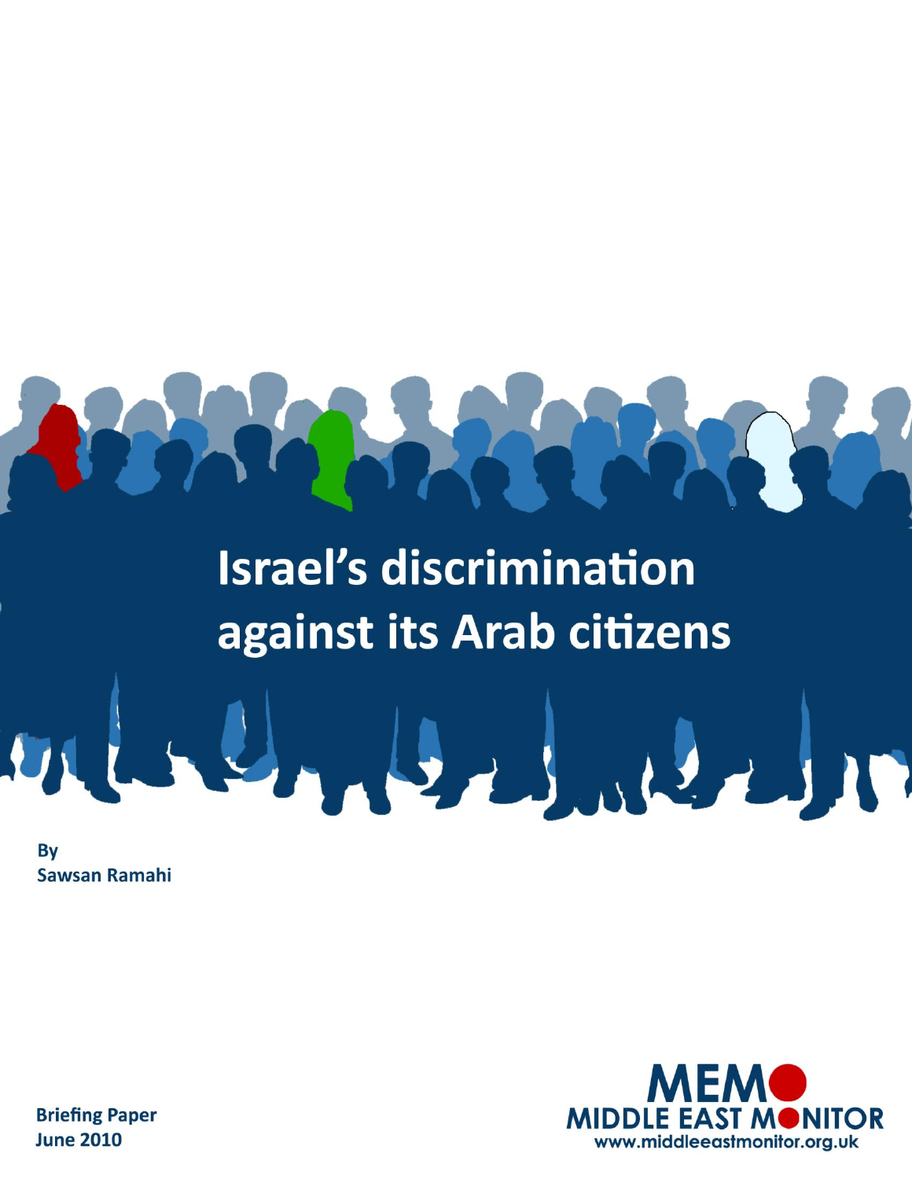# Israel's discrimination against its Arab citizens

By
Sawsan Ramahi

Briefing Paper
June 2010

MEMO
MIDDLE EAST MONITOR
www.middleeastmonitor.org.uk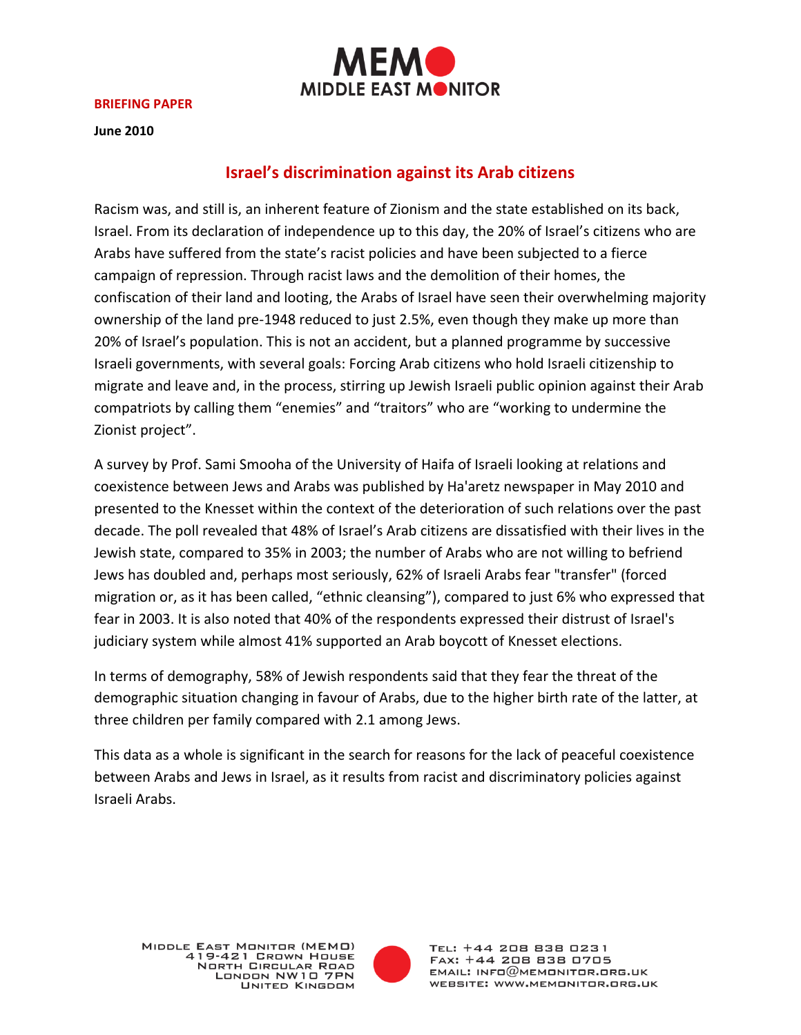**BRIEFING PAPER**

**June 2010**

## Israel's discrimination against its Arab citizens

Racism was, and still is, an inherent feature of Zionism and the state established on its back, Israel. From its declaration of independence up to this day, the 20% of Israel's citizens who are Arabs have suffered from the state's racist policies and have been subjected to a fierce campaign of repression. Through racist laws and the demolition of their homes, the confiscation of their land and looting, the Arabs of Israel have seen their overwhelming majority ownership of the land pre-1948 reduced to just 2.5%, even though they make up more than 20% of Israel's population. This is not an accident, but a planned programme by successive Israeli governments, with several goals: Forcing Arab citizens who hold Israeli citizenship to migrate and leave and, in the process, stirring up Jewish Israeli public opinion against their Arab compatriots by calling them "enemies" and "traitors" who are "working to undermine the Zionist project".

A survey by Prof. Sami Smooha of the University of Haifa of Israeli looking at relations and coexistence between Jews and Arabs was published by Ha'aretz newspaper in May 2010 and presented to the Knesset within the context of the deterioration of such relations over the past decade. The poll revealed that 48% of Israel's Arab citizens are dissatisfied with their lives in the Jewish state, compared to 35% in 2003; the number of Arabs who are not willing to befriend Jews has doubled and, perhaps most seriously, 62% of Israeli Arabs fear "transfer" (forced migration or, as it has been called, "ethnic cleansing"), compared to just 6% who expressed that fear in 2003. It is also noted that 40% of the respondents expressed their distrust of Israel's judiciary system while almost 41% supported an Arab boycott of Knesset elections.

In terms of demography, 58% of Jewish respondents said that they fear the threat of the demographic situation changing in favour of Arabs, due to the higher birth rate of the latter, at three children per family compared with 2.1 among Jews.

This data as a whole is significant in the search for reasons for the lack of peaceful coexistence between Arabs and Jews in Israel, as it results from racist and discriminatory policies against Israeli Arabs.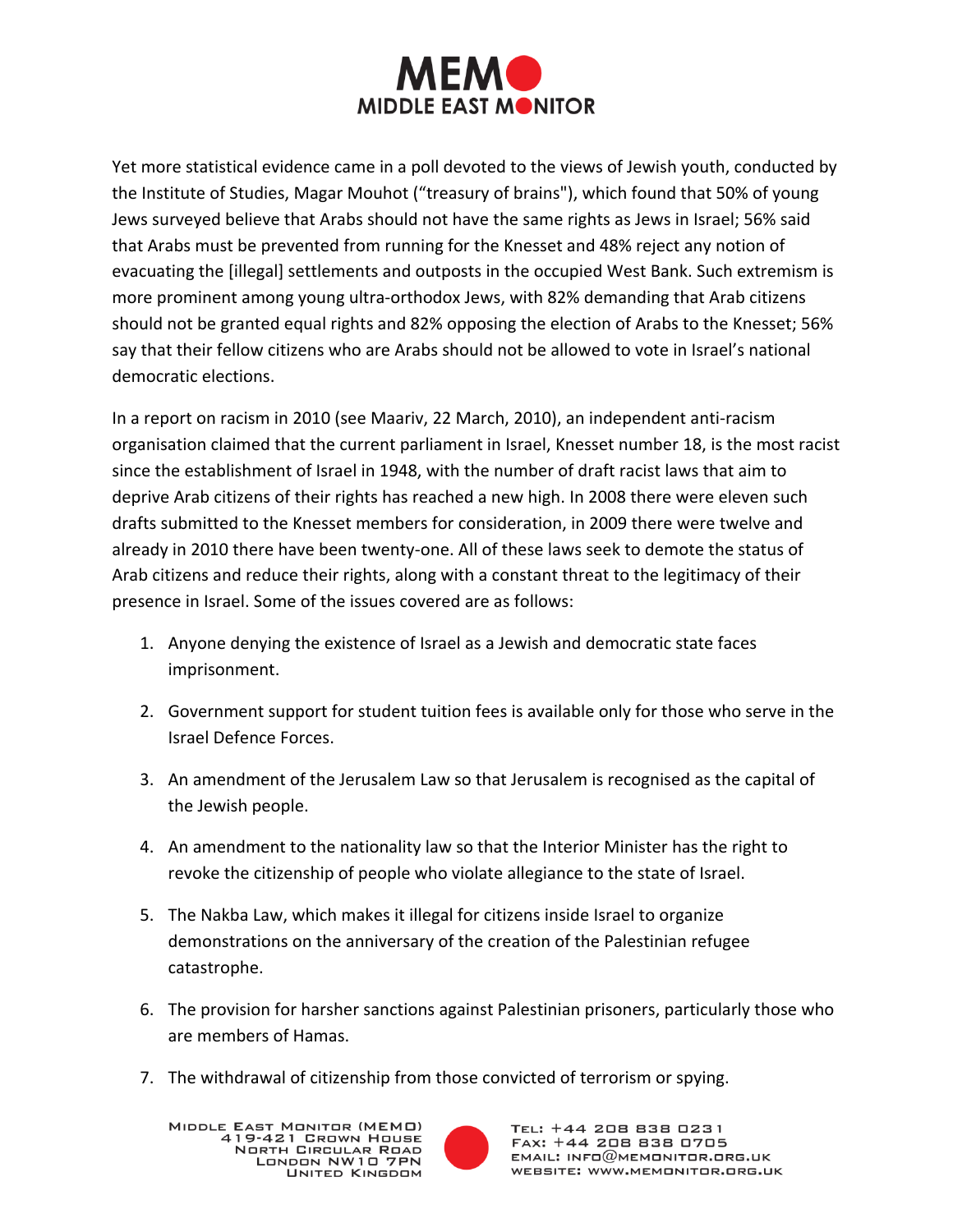Yet more statistical evidence came in a poll devoted to the views of Jewish youth, conducted by the Institute of Studies, Magar Mouhot ("treasury of brains"), which found that 50% of young Jews surveyed believe that Arabs should not have the same rights as Jews in Israel; 56% said that Arabs must be prevented from running for the Knesset and 48% reject any notion of evacuating the [illegal] settlements and outposts in the occupied West Bank. Such extremism is more prominent among young ultra-orthodox Jews, with 82% demanding that Arab citizens should not be granted equal rights and 82% opposing the election of Arabs to the Knesset; 56% say that their fellow citizens who are Arabs should not be allowed to vote in Israel's national democratic elections.

In a report on racism in 2010 (see Maariv, 22 March, 2010), an independent anti-racism organisation claimed that the current parliament in Israel, Knesset number 18, is the most racist since the establishment of Israel in 1948, with the number of draft racist laws that aim to deprive Arab citizens of their rights has reached a new high. In 2008 there were eleven such drafts submitted to the Knesset members for consideration, in 2009 there were twelve and already in 2010 there have been twenty-one. All of these laws seek to demote the status of Arab citizens and reduce their rights, along with a constant threat to the legitimacy of their presence in Israel. Some of the issues covered are as follows:

1. Anyone denying the existence of Israel as a Jewish and democratic state faces imprisonment.
2. Government support for student tuition fees is available only for those who serve in the Israel Defence Forces.
3. An amendment of the Jerusalem Law so that Jerusalem is recognised as the capital of the Jewish people.
4. An amendment to the nationality law so that the Interior Minister has the right to revoke the citizenship of people who violate allegiance to the state of Israel.
5. The Nakba Law, which makes it illegal for citizens inside Israel to organize demonstrations on the anniversary of the creation of the Palestinian refugee catastrophe.
6. The provision for harsher sanctions against Palestinian prisoners, particularly those who are members of Hamas.
7. The withdrawal of citizenship from those convicted of terrorism or spying.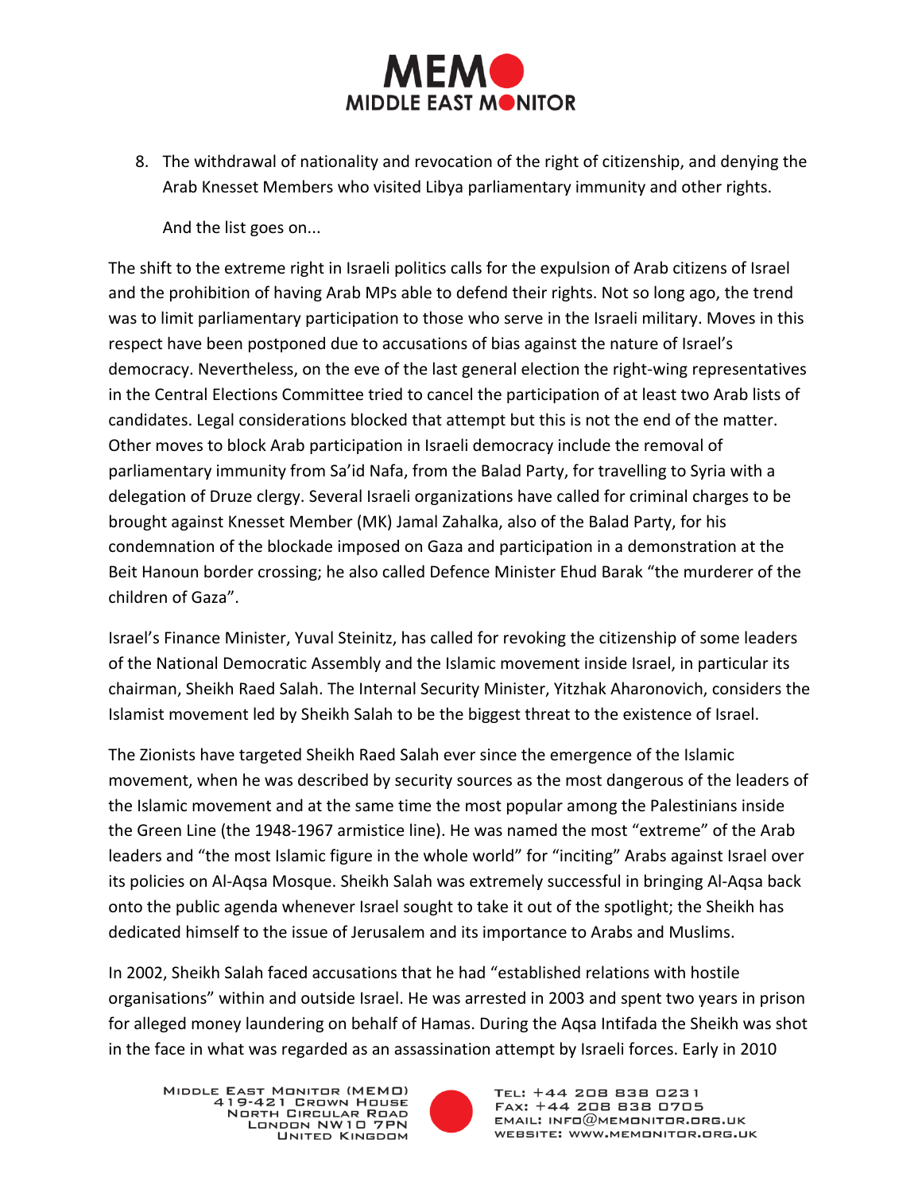8. The withdrawal of nationality and revocation of the right of citizenship, and denying the Arab Knesset Members who visited Libya parliamentary immunity and other rights.

   And the list goes on...

The shift to the extreme right in Israeli politics calls for the expulsion of Arab citizens of Israel and the prohibition of having Arab MPs able to defend their rights. Not so long ago, the trend was to limit parliamentary participation to those who serve in the Israeli military. Moves in this respect have been postponed due to accusations of bias against the nature of Israel's democracy. Nevertheless, on the eve of the last general election the right-wing representatives in the Central Elections Committee tried to cancel the participation of at least two Arab lists of candidates. Legal considerations blocked that attempt but this is not the end of the matter. Other moves to block Arab participation in Israeli democracy include the removal of parliamentary immunity from Sa'id Nafa, from the Balad Party, for travelling to Syria with a delegation of Druze clergy. Several Israeli organizations have called for criminal charges to be brought against Knesset Member (MK) Jamal Zahalka, also of the Balad Party, for his condemnation of the blockade imposed on Gaza and participation in a demonstration at the Beit Hanoun border crossing; he also called Defence Minister Ehud Barak "the murderer of the children of Gaza".

Israel's Finance Minister, Yuval Steinitz, has called for revoking the citizenship of some leaders of the National Democratic Assembly and the Islamic movement inside Israel, in particular its chairman, Sheikh Raed Salah. The Internal Security Minister, Yitzhak Aharonovich, considers the Islamist movement led by Sheikh Salah to be the biggest threat to the existence of Israel.

The Zionists have targeted Sheikh Raed Salah ever since the emergence of the Islamic movement, when he was described by security sources as the most dangerous of the leaders of the Islamic movement and at the same time the most popular among the Palestinians inside the Green Line (the 1948-1967 armistice line). He was named the most "extreme" of the Arab leaders and "the most Islamic figure in the whole world" for "inciting" Arabs against Israel over its policies on Al-Aqsa Mosque. Sheikh Salah was extremely successful in bringing Al-Aqsa back onto the public agenda whenever Israel sought to take it out of the spotlight; the Sheikh has dedicated himself to the issue of Jerusalem and its importance to Arabs and Muslims.

In 2002, Sheikh Salah faced accusations that he had "established relations with hostile organisations" within and outside Israel. He was arrested in 2003 and spent two years in prison for alleged money laundering on behalf of Hamas. During the Aqsa Intifada the Sheikh was shot in the face in what was regarded as an assassination attempt by Israeli forces. Early in 2010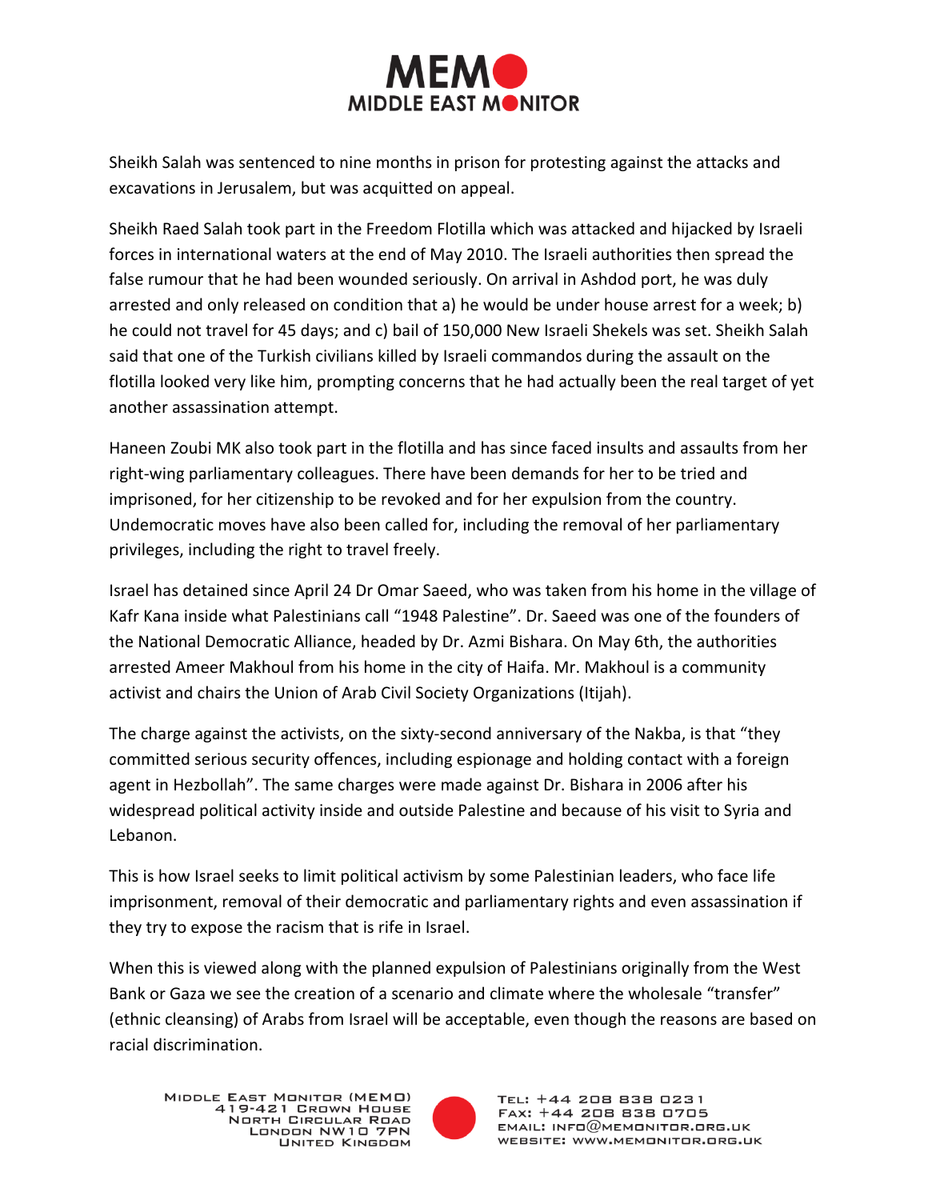Sheikh Salah was sentenced to nine months in prison for protesting against the attacks and excavations in Jerusalem, but was acquitted on appeal.

Sheikh Raed Salah took part in the Freedom Flotilla which was attacked and hijacked by Israeli forces in international waters at the end of May 2010. The Israeli authorities then spread the false rumour that he had been wounded seriously. On arrival in Ashdod port, he was duly arrested and only released on condition that a) he would be under house arrest for a week; b) he could not travel for 45 days; and c) bail of 150,000 New Israeli Shekels was set. Sheikh Salah said that one of the Turkish civilians killed by Israeli commandos during the assault on the flotilla looked very like him, prompting concerns that he had actually been the real target of yet another assassination attempt.

Haneen Zoubi MK also took part in the flotilla and has since faced insults and assaults from her right-wing parliamentary colleagues. There have been demands for her to be tried and imprisoned, for her citizenship to be revoked and for her expulsion from the country. Undemocratic moves have also been called for, including the removal of her parliamentary privileges, including the right to travel freely.

Israel has detained since April 24 Dr Omar Saeed, who was taken from his home in the village of Kafr Kana inside what Palestinians call "1948 Palestine". Dr. Saeed was one of the founders of the National Democratic Alliance, headed by Dr. Azmi Bishara. On May 6th, the authorities arrested Ameer Makhoul from his home in the city of Haifa. Mr. Makhoul is a community activist and chairs the Union of Arab Civil Society Organizations (Itijah).

The charge against the activists, on the sixty-second anniversary of the Nakba, is that "they committed serious security offences, including espionage and holding contact with a foreign agent in Hezbollah". The same charges were made against Dr. Bishara in 2006 after his widespread political activity inside and outside Palestine and because of his visit to Syria and Lebanon.

This is how Israel seeks to limit political activism by some Palestinian leaders, who face life imprisonment, removal of their democratic and parliamentary rights and even assassination if they try to expose the racism that is rife in Israel.

When this is viewed along with the planned expulsion of Palestinians originally from the West Bank or Gaza we see the creation of a scenario and climate where the wholesale "transfer" (ethnic cleansing) of Arabs from Israel will be acceptable, even though the reasons are based on racial discrimination.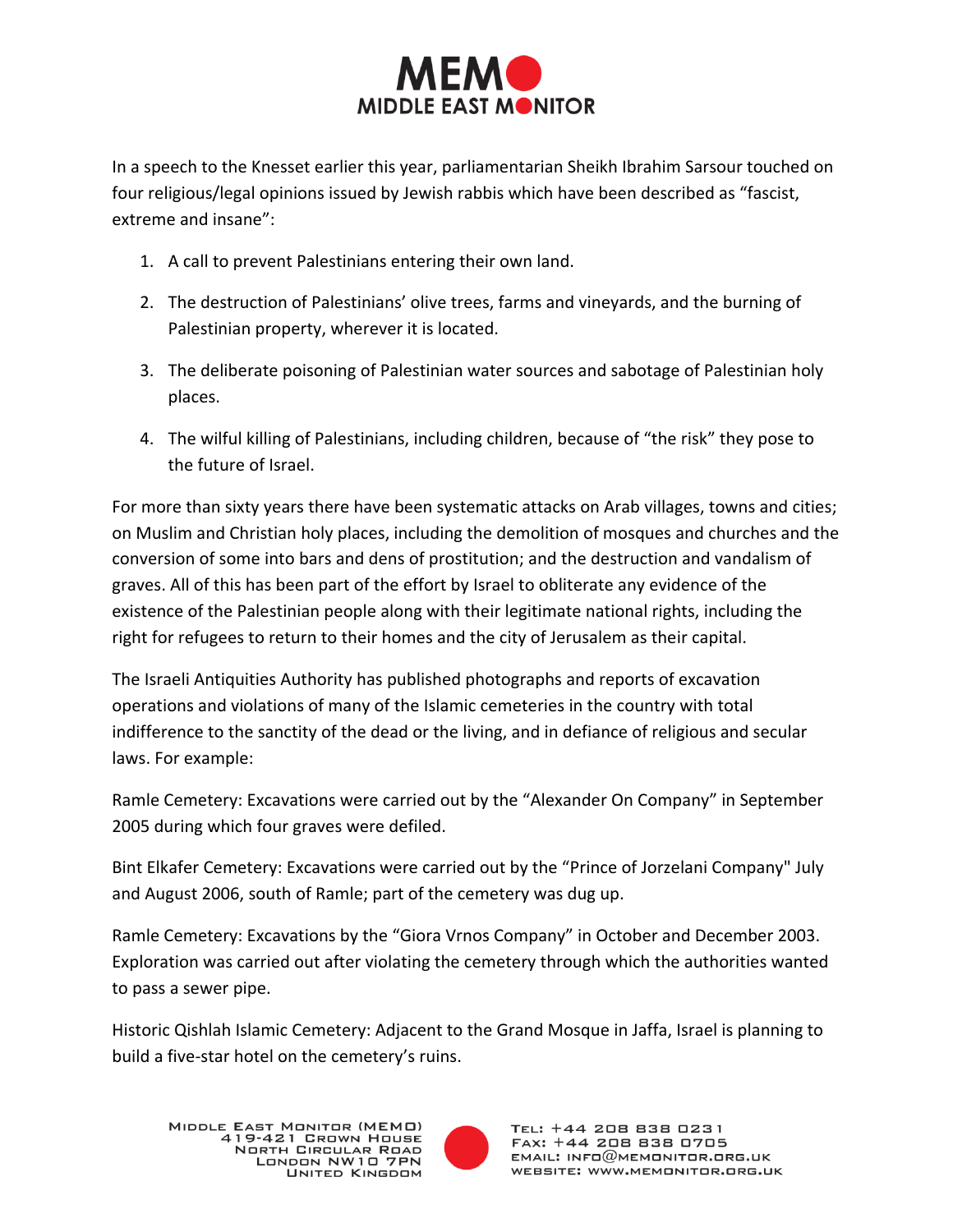In a speech to the Knesset earlier this year, parliamentarian Sheikh Ibrahim Sarsour touched on four religious/legal opinions issued by Jewish rabbis which have been described as "fascist, extreme and insane":

1. A call to prevent Palestinians entering their own land.
2. The destruction of Palestinians' olive trees, farms and vineyards, and the burning of Palestinian property, wherever it is located.
3. The deliberate poisoning of Palestinian water sources and sabotage of Palestinian holy places.
4. The wilful killing of Palestinians, including children, because of "the risk" they pose to the future of Israel.

For more than sixty years there have been systematic attacks on Arab villages, towns and cities; on Muslim and Christian holy places, including the demolition of mosques and churches and the conversion of some into bars and dens of prostitution; and the destruction and vandalism of graves. All of this has been part of the effort by Israel to obliterate any evidence of the existence of the Palestinian people along with their legitimate national rights, including the right for refugees to return to their homes and the city of Jerusalem as their capital.

The Israeli Antiquities Authority has published photographs and reports of excavation operations and violations of many of the Islamic cemeteries in the country with total indifference to the sanctity of the dead or the living, and in defiance of religious and secular laws. For example:

Ramle Cemetery: Excavations were carried out by the "Alexander On Company" in September 2005 during which four graves were defiled.

Bint Elkafer Cemetery: Excavations were carried out by the "Prince of Jorzelani Company" July and August 2006, south of Ramle; part of the cemetery was dug up.

Ramle Cemetery: Excavations by the "Giora Vrnos Company" in October and December 2003. Exploration was carried out after violating the cemetery through which the authorities wanted to pass a sewer pipe.

Historic Qishlah Islamic Cemetery: Adjacent to the Grand Mosque in Jaffa, Israel is planning to build a five-star hotel on the cemetery's ruins.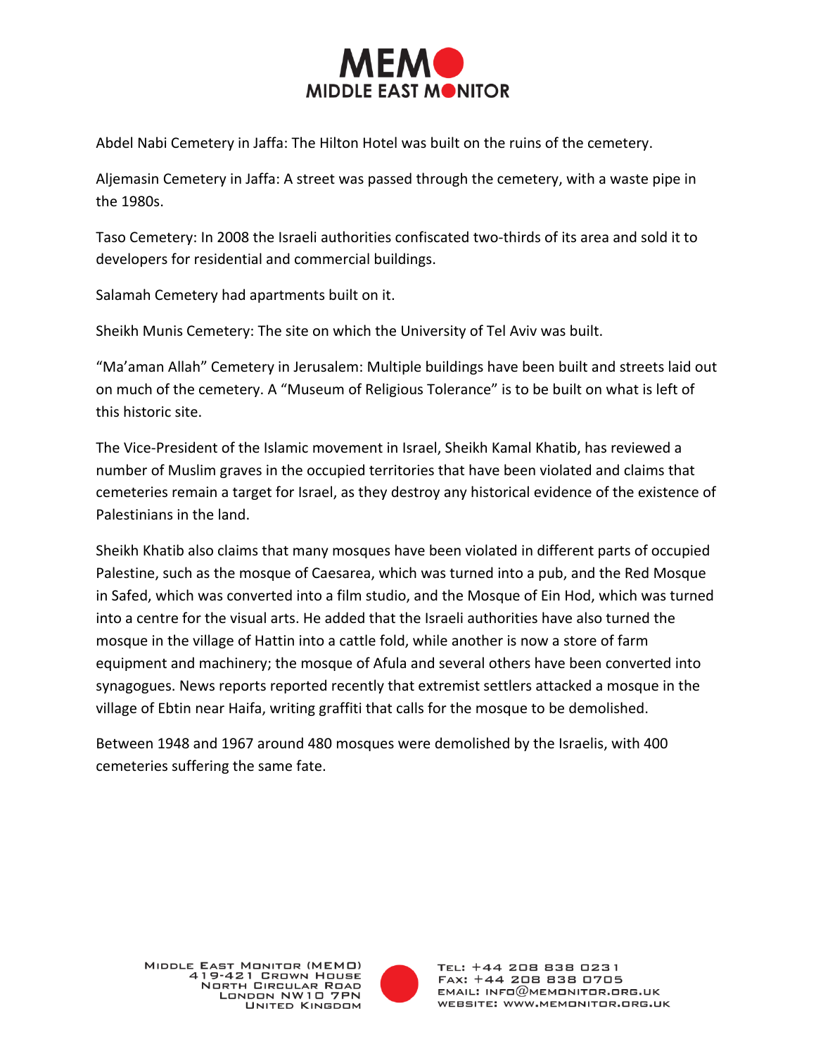Abdel Nabi Cemetery in Jaffa: The Hilton Hotel was built on the ruins of the cemetery.

Aljemasin Cemetery in Jaffa: A street was passed through the cemetery, with a waste pipe in the 1980s.

Taso Cemetery: In 2008 the Israeli authorities confiscated two-thirds of its area and sold it to developers for residential and commercial buildings.

Salamah Cemetery had apartments built on it.

Sheikh Munis Cemetery: The site on which the University of Tel Aviv was built.

"Ma'aman Allah" Cemetery in Jerusalem: Multiple buildings have been built and streets laid out on much of the cemetery. A "Museum of Religious Tolerance" is to be built on what is left of this historic site.

The Vice-President of the Islamic movement in Israel, Sheikh Kamal Khatib, has reviewed a number of Muslim graves in the occupied territories that have been violated and claims that cemeteries remain a target for Israel, as they destroy any historical evidence of the existence of Palestinians in the land.

Sheikh Khatib also claims that many mosques have been violated in different parts of occupied Palestine, such as the mosque of Caesarea, which was turned into a pub, and the Red Mosque in Safed, which was converted into a film studio, and the Mosque of Ein Hod, which was turned into a centre for the visual arts. He added that the Israeli authorities have also turned the mosque in the village of Hattin into a cattle fold, while another is now a store of farm equipment and machinery; the mosque of Afula and several others have been converted into synagogues. News reports reported recently that extremist settlers attacked a mosque in the village of Ebtin near Haifa, writing graffiti that calls for the mosque to be demolished.

Between 1948 and 1967 around 480 mosques were demolished by the Israelis, with 400 cemeteries suffering the same fate.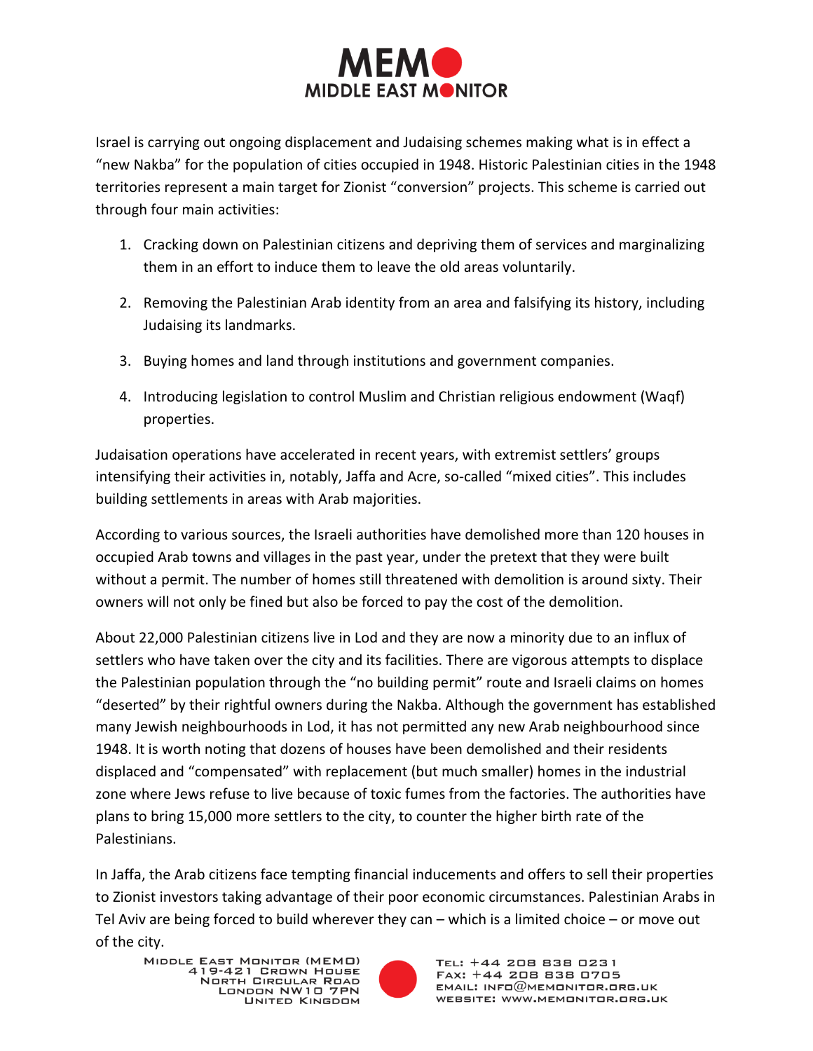Israel is carrying out ongoing displacement and Judaising schemes making what is in effect a "new Nakba" for the population of cities occupied in 1948. Historic Palestinian cities in the 1948 territories represent a main target for Zionist "conversion" projects. This scheme is carried out through four main activities:

1. Cracking down on Palestinian citizens and depriving them of services and marginalizing them in an effort to induce them to leave the old areas voluntarily.
2. Removing the Palestinian Arab identity from an area and falsifying its history, including Judaising its landmarks.
3. Buying homes and land through institutions and government companies.
4. Introducing legislation to control Muslim and Christian religious endowment (Waqf) properties.

Judaisation operations have accelerated in recent years, with extremist settlers' groups intensifying their activities in, notably, Jaffa and Acre, so-called "mixed cities". This includes building settlements in areas with Arab majorities.

According to various sources, the Israeli authorities have demolished more than 120 houses in occupied Arab towns and villages in the past year, under the pretext that they were built without a permit. The number of homes still threatened with demolition is around sixty. Their owners will not only be fined but also be forced to pay the cost of the demolition.

About 22,000 Palestinian citizens live in Lod and they are now a minority due to an influx of settlers who have taken over the city and its facilities. There are vigorous attempts to displace the Palestinian population through the "no building permit" route and Israeli claims on homes "deserted" by their rightful owners during the Nakba. Although the government has established many Jewish neighbourhoods in Lod, it has not permitted any new Arab neighbourhood since 1948. It is worth noting that dozens of houses have been demolished and their residents displaced and "compensated" with replacement (but much smaller) homes in the industrial zone where Jews refuse to live because of toxic fumes from the factories. The authorities have plans to bring 15,000 more settlers to the city, to counter the higher birth rate of the Palestinians.

In Jaffa, the Arab citizens face tempting financial inducements and offers to sell their properties to Zionist investors taking advantage of their poor economic circumstances. Palestinian Arabs in Tel Aviv are being forced to build wherever they can – which is a limited choice – or move out of the city.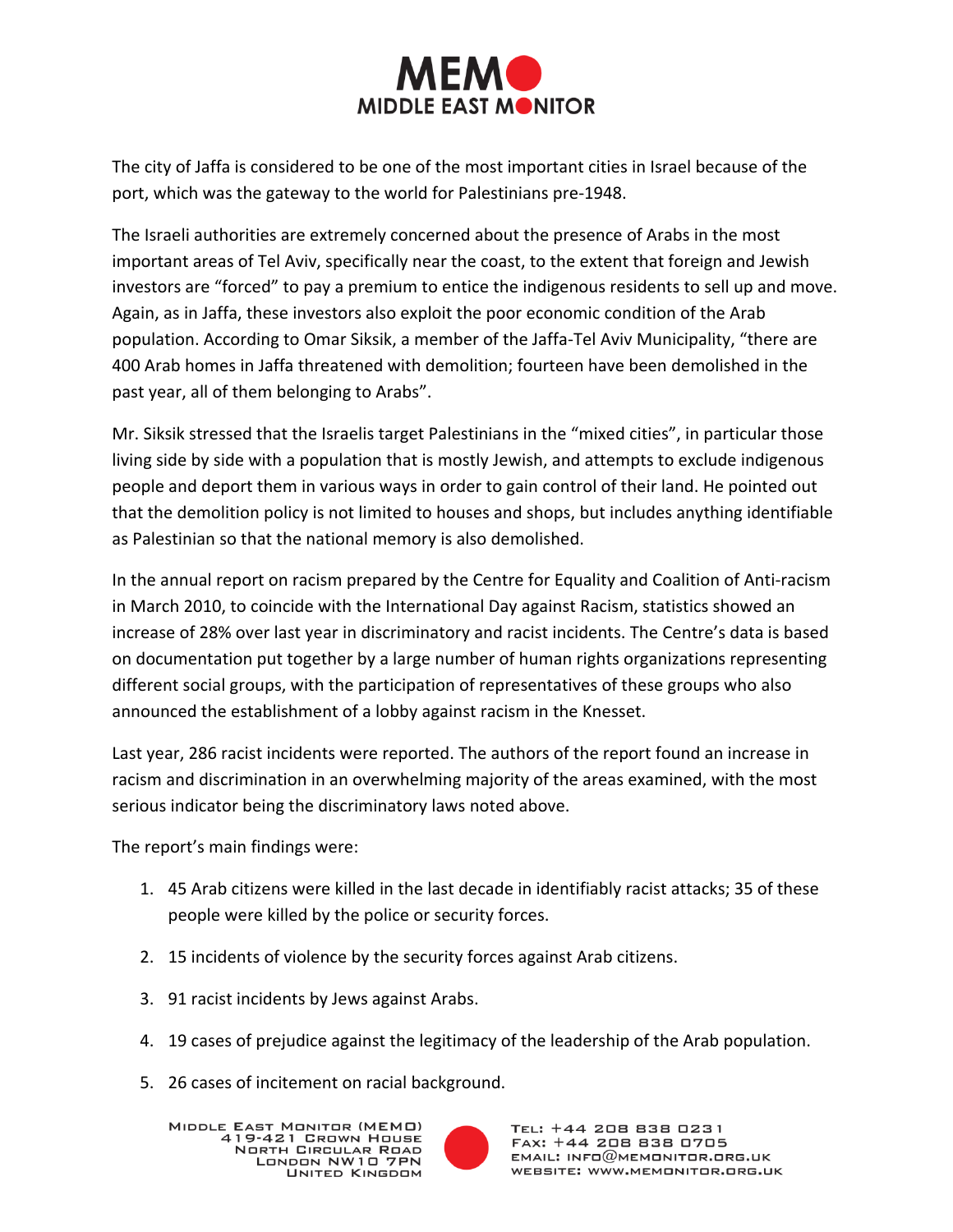The city of Jaffa is considered to be one of the most important cities in Israel because of the port, which was the gateway to the world for Palestinians pre-1948.

The Israeli authorities are extremely concerned about the presence of Arabs in the most important areas of Tel Aviv, specifically near the coast, to the extent that foreign and Jewish investors are "forced" to pay a premium to entice the indigenous residents to sell up and move. Again, as in Jaffa, these investors also exploit the poor economic condition of the Arab population. According to Omar Siksik, a member of the Jaffa-Tel Aviv Municipality, "there are 400 Arab homes in Jaffa threatened with demolition; fourteen have been demolished in the past year, all of them belonging to Arabs".

Mr. Siksik stressed that the Israelis target Palestinians in the "mixed cities", in particular those living side by side with a population that is mostly Jewish, and attempts to exclude indigenous people and deport them in various ways in order to gain control of their land. He pointed out that the demolition policy is not limited to houses and shops, but includes anything identifiable as Palestinian so that the national memory is also demolished.

In the annual report on racism prepared by the Centre for Equality and Coalition of Anti-racism in March 2010, to coincide with the International Day against Racism, statistics showed an increase of 28% over last year in discriminatory and racist incidents. The Centre's data is based on documentation put together by a large number of human rights organizations representing different social groups, with the participation of representatives of these groups who also announced the establishment of a lobby against racism in the Knesset.

Last year, 286 racist incidents were reported. The authors of the report found an increase in racism and discrimination in an overwhelming majority of the areas examined, with the most serious indicator being the discriminatory laws noted above.

The report's main findings were:

1. 45 Arab citizens were killed in the last decade in identifiably racist attacks; 35 of these people were killed by the police or security forces.
2. 15 incidents of violence by the security forces against Arab citizens.
3. 91 racist incidents by Jews against Arabs.
4. 19 cases of prejudice against the legitimacy of the leadership of the Arab population.
5. 26 cases of incitement on racial background.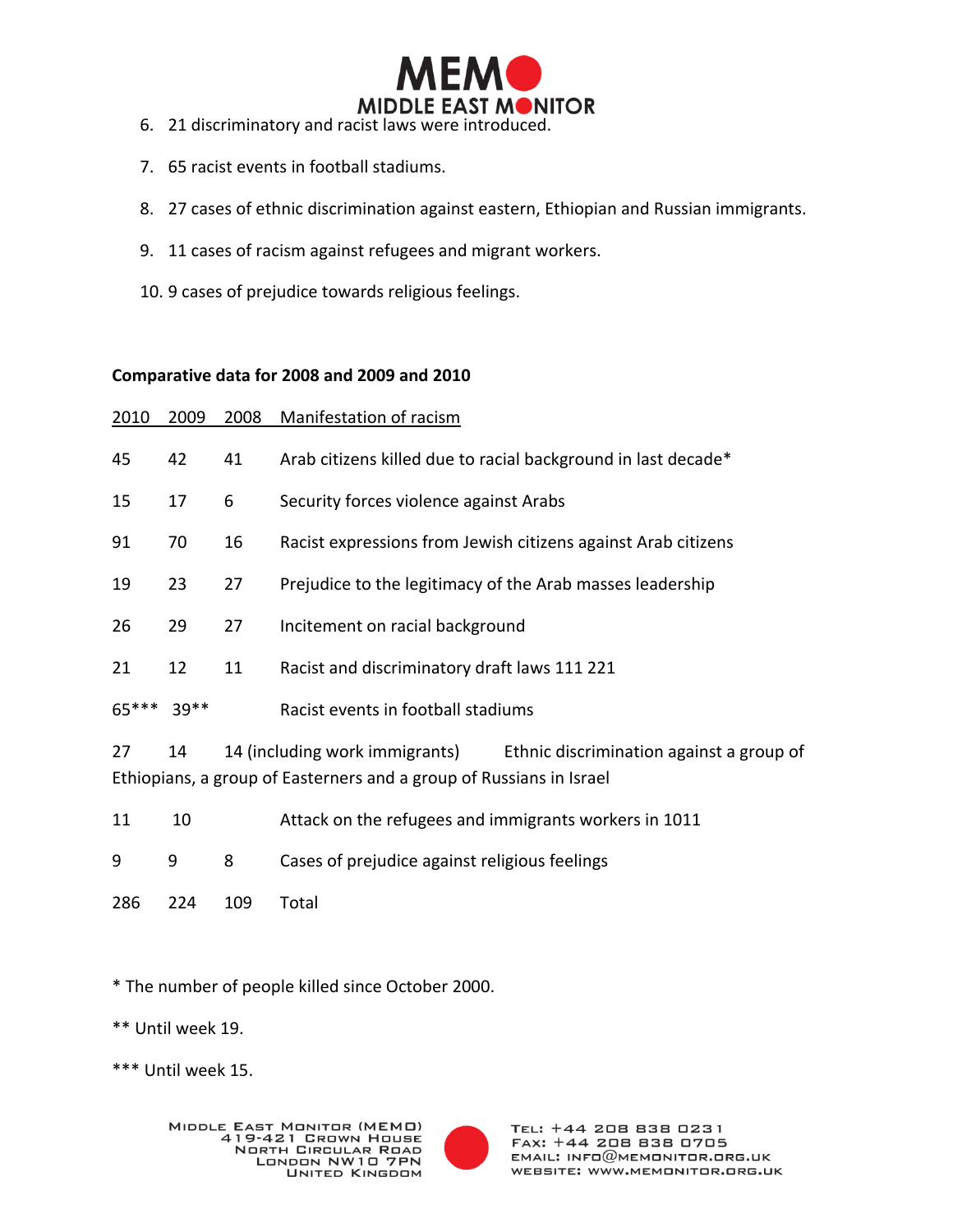6. 21 discriminatory and racist laws were introduced.

7. 65 racist events in football stadiums.

8. 27 cases of ethnic discrimination against eastern, Ethiopian and Russian immigrants.

9. 11 cases of racism against refugees and migrant workers.

10. 9 cases of prejudice towards religious feelings.

**Comparative data for 2008 and 2009 and 2010**

| 2010 | 2009 | 2008 | Manifestation of racism |
|---|---|---|---|
| 45 | 42 | 41 | Arab citizens killed due to racial background in last decade* |
| 15 | 17 | 6 | Security forces violence against Arabs |
| 91 | 70 | 16 | Racist expressions from Jewish citizens against Arab citizens |
| 19 | 23 | 27 | Prejudice to the legitimacy of the Arab masses leadership |
| 26 | 29 | 27 | Incitement on racial background |
| 21 | 12 | 11 | Racist and discriminatory draft laws 111 221 |
| 65*** | 39** | | Racist events in football stadiums |
| 27 | 14 | 14 (including work immigrants) | Ethnic discrimination against a group of Ethiopians, a group of Easterners and a group of Russians in Israel |
| 11 | 10 | | Attack on the refugees and immigrants workers in 1011 |
| 9 | 9 | 8 | Cases of prejudice against religious feelings |
| 286 | 224 | 109 | Total |

* The number of people killed since October 2000.

** Until week 19.

*** Until week 15.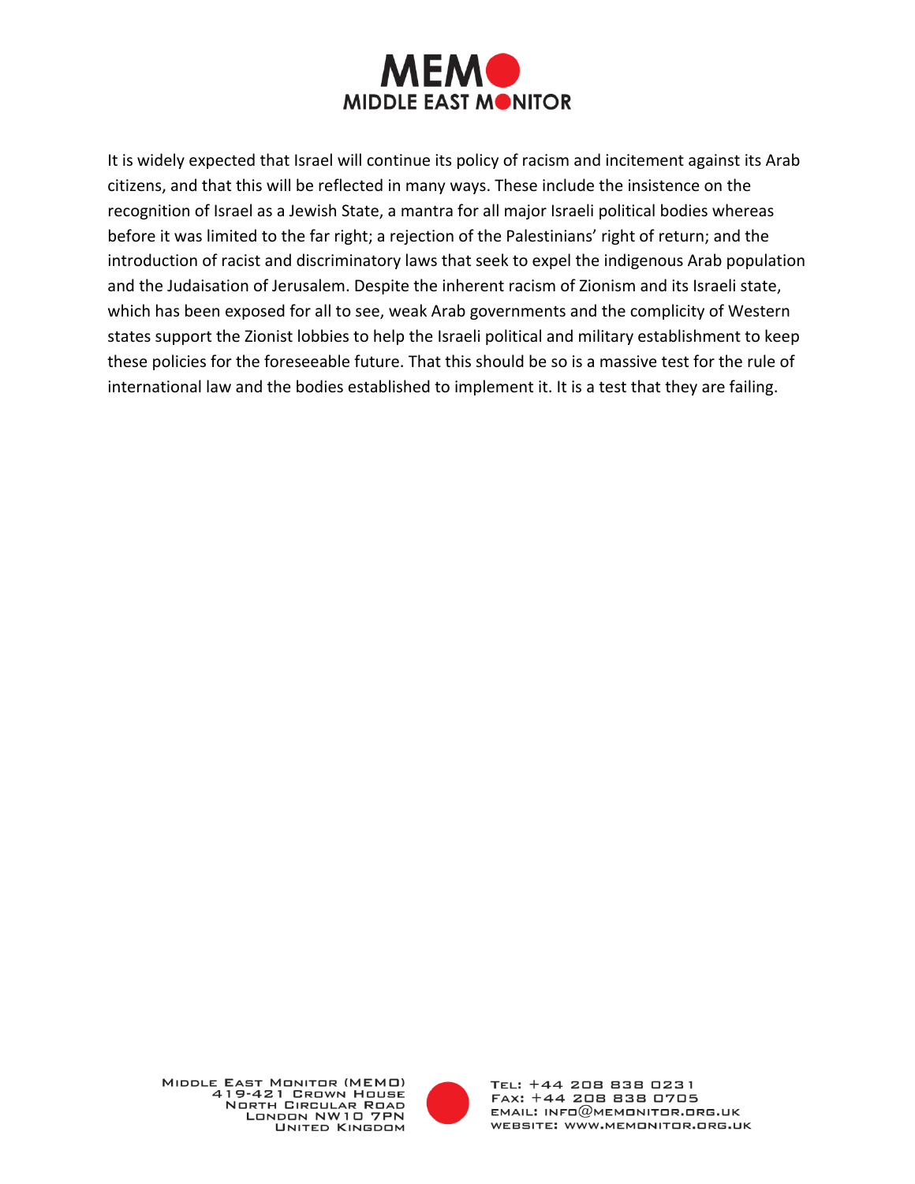It is widely expected that Israel will continue its policy of racism and incitement against its Arab citizens, and that this will be reflected in many ways. These include the insistence on the recognition of Israel as a Jewish State, a mantra for all major Israeli political bodies whereas before it was limited to the far right; a rejection of the Palestinians' right of return; and the introduction of racist and discriminatory laws that seek to expel the indigenous Arab population and the Judaisation of Jerusalem. Despite the inherent racism of Zionism and its Israeli state, which has been exposed for all to see, weak Arab governments and the complicity of Western states support the Zionist lobbies to help the Israeli political and military establishment to keep these policies for the foreseeable future. That this should be so is a massive test for the rule of international law and the bodies established to implement it. It is a test that they are failing.